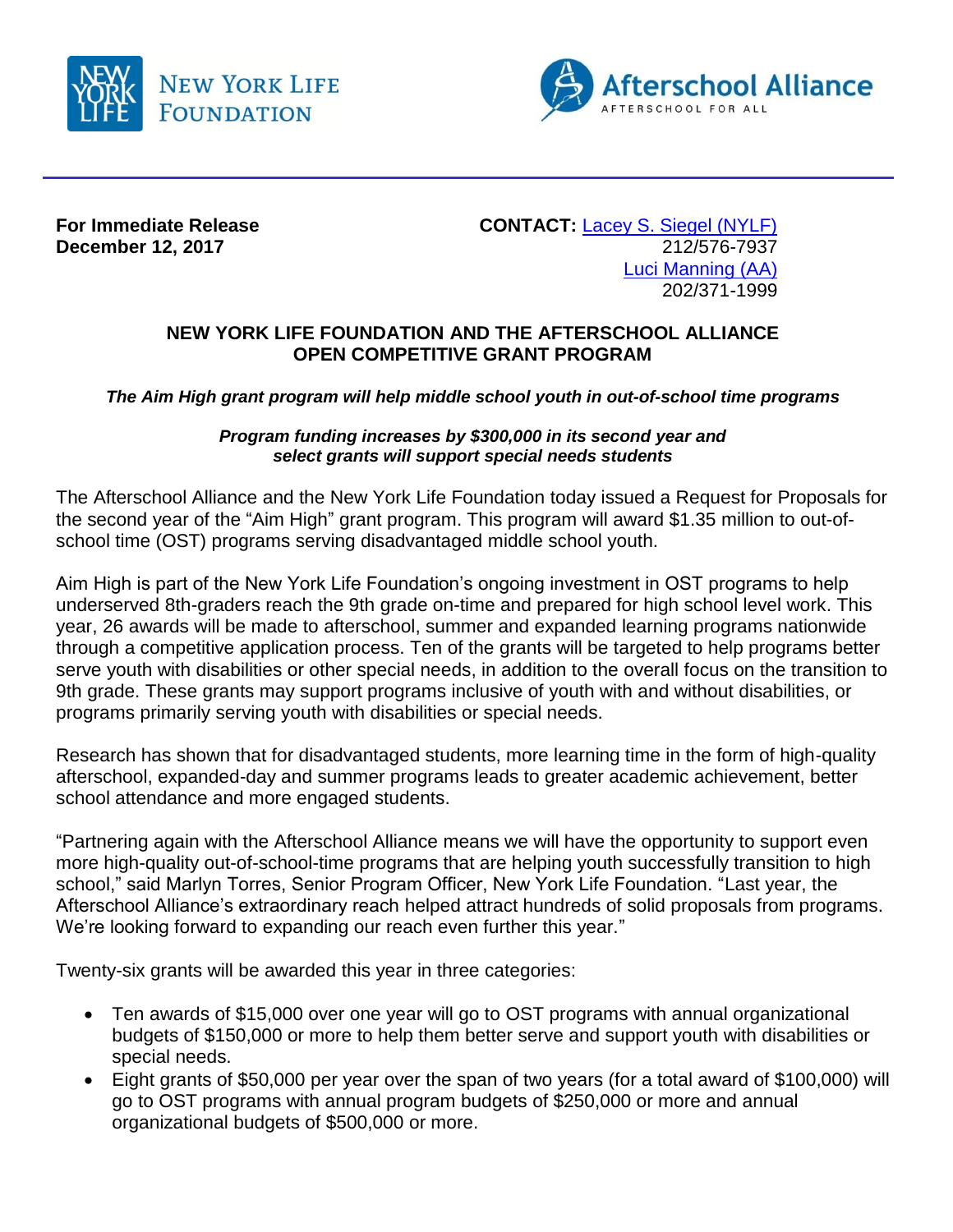NEW YORK LIFE FOUNDATION

Afterschool Alliance
AFTERSCHOOL FOR ALL

**For Immediate Release**
**December 12, 2017**

**CONTACT:** [Lacey S. Siegel (NYLF)]
212/576-7937
[Luci Manning (AA)]
202/371-1999

## NEW YORK LIFE FOUNDATION AND THE AFTERSCHOOL ALLIANCE OPEN COMPETITIVE GRANT PROGRAM

***The Aim High grant program will help middle school youth in out-of-school time programs***

***Program funding increases by $300,000 in its second year and select grants will support special needs students***

The Afterschool Alliance and the New York Life Foundation today issued a Request for Proposals for the second year of the "Aim High" grant program. This program will award $1.35 million to out-of-school time (OST) programs serving disadvantaged middle school youth.

Aim High is part of the New York Life Foundation's ongoing investment in OST programs to help underserved 8th-graders reach the 9th grade on-time and prepared for high school level work. This year, 26 awards will be made to afterschool, summer and expanded learning programs nationwide through a competitive application process. Ten of the grants will be targeted to help programs better serve youth with disabilities or other special needs, in addition to the overall focus on the transition to 9th grade. These grants may support programs inclusive of youth with and without disabilities, or programs primarily serving youth with disabilities or special needs.

Research has shown that for disadvantaged students, more learning time in the form of high-quality afterschool, expanded-day and summer programs leads to greater academic achievement, better school attendance and more engaged students.

"Partnering again with the Afterschool Alliance means we will have the opportunity to support even more high-quality out-of-school-time programs that are helping youth successfully transition to high school," said Marlyn Torres, Senior Program Officer, New York Life Foundation. "Last year, the Afterschool Alliance's extraordinary reach helped attract hundreds of solid proposals from programs. We're looking forward to expanding our reach even further this year."

Twenty-six grants will be awarded this year in three categories:

- Ten awards of $15,000 over one year will go to OST programs with annual organizational budgets of $150,000 or more to help them better serve and support youth with disabilities or special needs.
- Eight grants of $50,000 per year over the span of two years (for a total award of $100,000) will go to OST programs with annual program budgets of $250,000 or more and annual organizational budgets of $500,000 or more.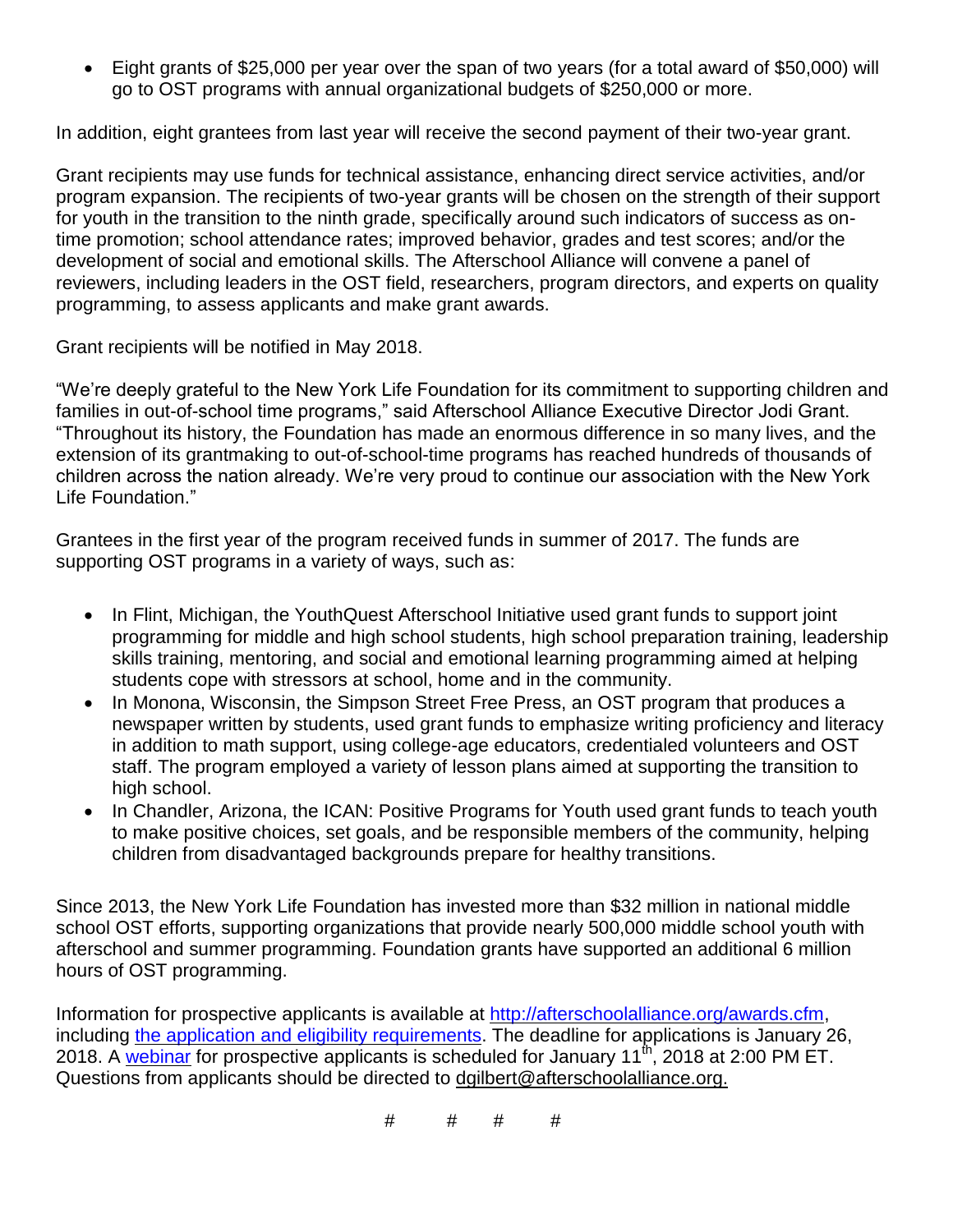- Eight grants of $25,000 per year over the span of two years (for a total award of $50,000) will go to OST programs with annual organizational budgets of $250,000 or more.

In addition, eight grantees from last year will receive the second payment of their two-year grant.

Grant recipients may use funds for technical assistance, enhancing direct service activities, and/or program expansion. The recipients of two-year grants will be chosen on the strength of their support for youth in the transition to the ninth grade, specifically around such indicators of success as on-time promotion; school attendance rates; improved behavior, grades and test scores; and/or the development of social and emotional skills. The Afterschool Alliance will convene a panel of reviewers, including leaders in the OST field, researchers, program directors, and experts on quality programming, to assess applicants and make grant awards.

Grant recipients will be notified in May 2018.

"We're deeply grateful to the New York Life Foundation for its commitment to supporting children and families in out-of-school time programs," said Afterschool Alliance Executive Director Jodi Grant. "Throughout its history, the Foundation has made an enormous difference in so many lives, and the extension of its grantmaking to out-of-school-time programs has reached hundreds of thousands of children across the nation already. We're very proud to continue our association with the New York Life Foundation."

Grantees in the first year of the program received funds in summer of 2017. The funds are supporting OST programs in a variety of ways, such as:

- In Flint, Michigan, the YouthQuest Afterschool Initiative used grant funds to support joint programming for middle and high school students, high school preparation training, leadership skills training, mentoring, and social and emotional learning programming aimed at helping students cope with stressors at school, home and in the community.
- In Monona, Wisconsin, the Simpson Street Free Press, an OST program that produces a newspaper written by students, used grant funds to emphasize writing proficiency and literacy in addition to math support, using college-age educators, credentialed volunteers and OST staff. The program employed a variety of lesson plans aimed at supporting the transition to high school.
- In Chandler, Arizona, the ICAN: Positive Programs for Youth used grant funds to teach youth to make positive choices, set goals, and be responsible members of the community, helping children from disadvantaged backgrounds prepare for healthy transitions.

Since 2013, the New York Life Foundation has invested more than $32 million in national middle school OST efforts, supporting organizations that provide nearly 500,000 middle school youth with afterschool and summer programming. Foundation grants have supported an additional 6 million hours of OST programming.

Information for prospective applicants is available at http://afterschoolalliance.org/awards.cfm, including the application and eligibility requirements. The deadline for applications is January 26, 2018. A webinar for prospective applicants is scheduled for January 11th, 2018 at 2:00 PM ET. Questions from applicants should be directed to dgilbert@afterschoolalliance.org.

# # # #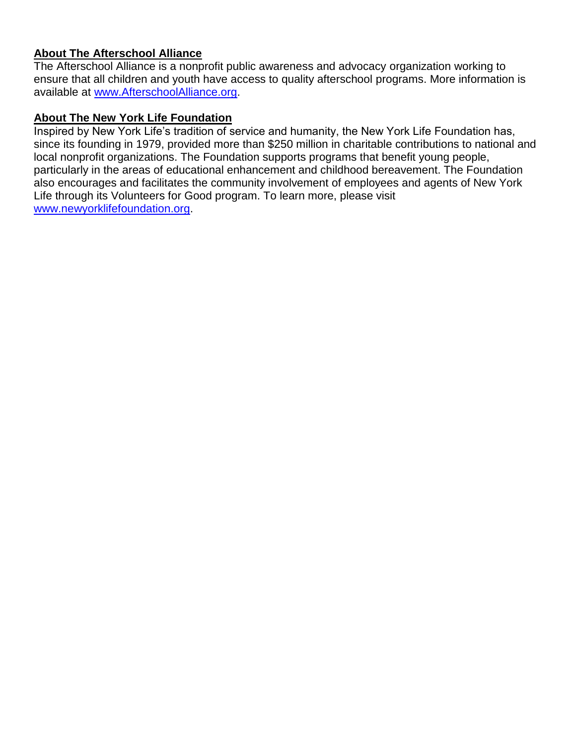**About The Afterschool Alliance**

The Afterschool Alliance is a nonprofit public awareness and advocacy organization working to ensure that all children and youth have access to quality afterschool programs. More information is available at www.AfterschoolAlliance.org.

**About The New York Life Foundation**

Inspired by New York Life's tradition of service and humanity, the New York Life Foundation has, since its founding in 1979, provided more than $250 million in charitable contributions to national and local nonprofit organizations. The Foundation supports programs that benefit young people, particularly in the areas of educational enhancement and childhood bereavement. The Foundation also encourages and facilitates the community involvement of employees and agents of New York Life through its Volunteers for Good program. To learn more, please visit www.newyorklifefoundation.org.